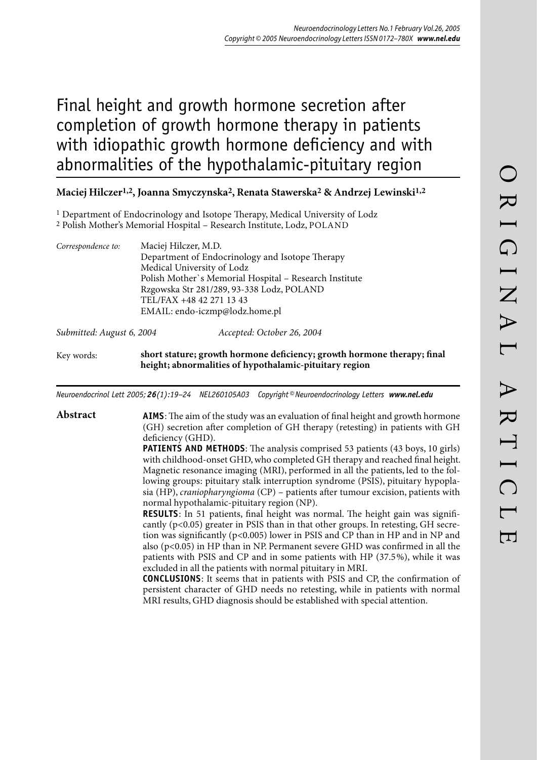# Final height and growth hormone secretion after completion of growth hormone therapy in patients with idiopathic growth hormone deficiency and with abnormalities of the hypothalamic-pituitary region

**Maciej Hilczer[1,2], Joanna Smyczynska[2], Renata Stawerska[2] & Andrzej Lewinski[1,2]**

[1] Department of Endocrinology and Isotope Therapy, Medical University of Lodz
[2] Polish Mother's Memorial Hospital – Research Institute, Lodz, POLAND

*Correspondence to:* Maciej Hilczer, M.D.
Department of Endocrinology and Isotope Therapy
Medical University of Lodz
Polish Mother`s Memorial Hospital – Research Institute
Rzgowska Str 281/289, 93-338 Lodz, POLAND
TEL/FAX +48 42 271 13 43
EMAIL: endo-iczmp@lodz.home.pl

*Submitted: August 6, 2004* *Accepted: October 26, 2004*

Key words: **short stature; growth hormone deficiency; growth hormone therapy; final height; abnormalities of hypothalamic-pituitary region**

## Abstract

**AIMS**: The aim of the study was an evaluation of final height and growth hormone (GH) secretion after completion of GH therapy (retesting) in patients with GH deficiency (GHD).

**PATIENTS AND METHODS**: The analysis comprised 53 patients (43 boys, 10 girls) with childhood-onset GHD, who completed GH therapy and reached final height. Magnetic resonance imaging (MRI), performed in all the patients, led to the following groups: pituitary stalk interruption syndrome (PSIS), pituitary hypoplasia (HP), *craniopharyngioma* (CP) – patients after tumour excision, patients with normal hypothalamic-pituitary region (NP).

**RESULTS**: In 51 patients, final height was normal. The height gain was significantly ($p<0.05$) greater in PSIS than in that other groups. In retesting, GH secretion was significantly ($p<0.005$) lower in PSIS and CP than in HP and in NP and also ($p<0.05$) in HP than in NP. Permanent severe GHD was confirmed in all the patients with PSIS and CP and in some patients with HP (37.5%), while it was excluded in all the patients with normal pituitary in MRI.

**CONCLUSIONS**: It seems that in patients with PSIS and CP, the confirmation of persistent character of GHD needs no retesting, while in patients with normal MRI results, GHD diagnosis should be established with special attention.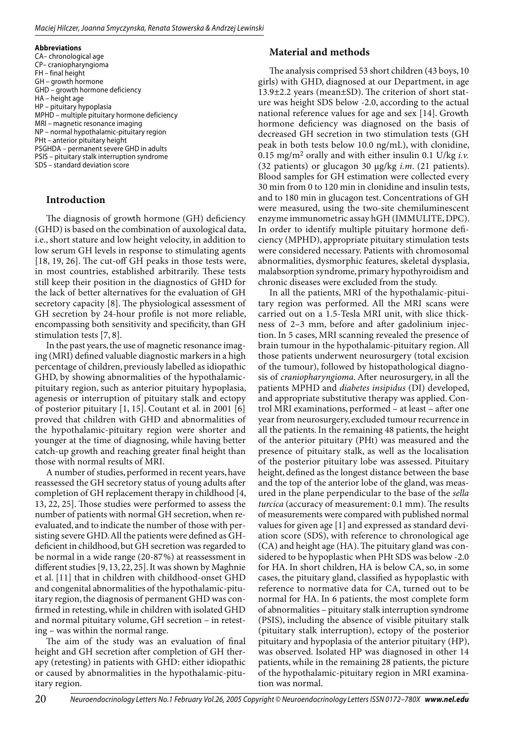**Abbreviations**

CA– chronological age
CP– craniopharyngioma
FH – final height
GH – growth hormone
GHD – growth hormone deficiency
HA – height age
HP – pituitary hypoplasia
MPHD – multiple pituitary hormone deficiency
MRI – magnetic resonance imaging
NP – normal hypothalamic-pituitary region
PHt – anterior pituitary height
PSGHDA – permanent severe GHD in adults
PSIS – pituitary stalk interruption syndrome
SDS – standard deviation score

## Introduction

The diagnosis of growth hormone (GH) deficiency (GHD) is based on the combination of auxological data, i.e., short stature and low height velocity, in addition to low serum GH levels in response to stimulating agents [18, 19, 26]. The cut-off GH peaks in those tests were, in most countries, established arbitrarily. These tests still keep their position in the diagnostics of GHD for the lack of better alternatives for the evaluation of GH secretory capacity [8]. The physiological assessment of GH secretion by 24-hour profile is not more reliable, encompassing both sensitivity and specificity, than GH stimulation tests [7, 8].

In the past years, the use of magnetic resonance imaging (MRI) defined valuable diagnostic markers in a high percentage of children, previously labelled as idiopathic GHD, by showing abnormalities of the hypothalamic-pituitary region, such as anterior pituitary hypoplasia, agenesis or interruption of pituitary stalk and ectopy of posterior pituitary [1, 15]. Coutant et al. in 2001 [6] proved that children with GHD and abnormalities of the hypothalamic-pituitary region were shorter and younger at the time of diagnosing, while having better catch-up growth and reaching greater final height than those with normal results of MRI.

A number of studies, performed in recent years, have reassessed the GH secretory status of young adults after completion of GH replacement therapy in childhood [4, 13, 22, 25]. Those studies were performed to assess the number of patients with normal GH secretion, when re-evaluated, and to indicate the number of those with persisting severe GHD. All the patients were defined as GH-deficient in childhood, but GH secretion was regarded to be normal in a wide range (20-87%) at reassessment in different studies [9, 13, 22, 25]. It was shown by Maghnie et al. [11] that in children with childhood-onset GHD and congenital abnormalities of the hypothalamic-pituitary region, the diagnosis of permanent GHD was confirmed in retesting, while in children with isolated GHD and normal pituitary volume, GH secretion – in retesting – was within the normal range.

The aim of the study was an evaluation of final height and GH secretion after completion of GH therapy (retesting) in patients with GHD: either idiopathic or caused by abnormalities in the hypothalamic-pituitary region.

## Material and methods

The analysis comprised 53 short children (43 boys, 10 girls) with GHD, diagnosed at our Department, in age 13.9±2.2 years (mean±SD). The criterion of short stature was height SDS below -2.0, according to the actual national reference values for age and sex [14]. Growth hormone deficiency was diagnosed on the basis of decreased GH secretion in two stimulation tests (GH peak in both tests below 10.0 ng/mL), with clonidine, 0.15 mg/m$^2$ orally and with either insulin 0.1 U/kg *i.v.* (32 patients) or glucagon 30 μg/kg *i.m*. (21 patients). Blood samples for GH estimation were collected every 30 min from 0 to 120 min in clonidine and insulin tests, and to 180 min in glucagon test. Concentrations of GH were measured, using the two-site chemiluminescent enzyme immunometric assay hGH (IMMULITE, DPC). In order to identify multiple pituitary hormone deficiency (MPHD), appropriate pituitary stimulation tests were considered necessary. Patients with chromosomal abnormalities, dysmorphic features, skeletal dysplasia, malabsorption syndrome, primary hypothyroidism and chronic diseases were excluded from the study.

In all the patients, MRI of the hypothalamic-pituitary region was performed. All the MRI scans were carried out on a 1.5-Tesla MRI unit, with slice thickness of 2–3 mm, before and after gadolinium injection. In 5 cases, MRI scanning revealed the presence of brain tumour in the hypothalamic-pituitary region. All those patients underwent neurosurgery (total excision of the tumour), followed by histopathological diagnosis of *craniopharyngioma*. After neurosurgery, in all the patients MPHD and *diabetes insipidus* (DI) developed, and appropriate substitutive therapy was applied. Control MRI examinations, performed – at least – after one year from neurosurgery, excluded tumour recurrence in all the patients. In the remaining 48 patients, the height of the anterior pituitary (PHt) was measured and the presence of pituitary stalk, as well as the localisation of the posterior pituitary lobe was assessed. Pituitary height, defined as the longest distance between the base and the top of the anterior lobe of the gland, was measured in the plane perpendicular to the base of the *sella turcica* (accuracy of measurement: 0.1 mm). The results of measurements were compared with published normal values for given age [1] and expressed as standard deviation score (SDS), with reference to chronological age (CA) and height age (HA). The pituitary gland was considered to be hypoplastic when PHt SDS was below -2.0 for HA. In short children, HA is below CA, so, in some cases, the pituitary gland, classified as hypoplastic with reference to normative data for CA, turned out to be normal for HA. In 6 patients, the most complete form of abnormalities – pituitary stalk interruption syndrome (PSIS), including the absence of visible pituitary stalk (pituitary stalk interruption), ectopy of the posterior pituitary and hypoplasia of the anterior pituitary (HP), was observed. Isolated HP was diagnosed in other 14 patients, while in the remaining 28 patients, the picture of the hypothalamic-pituitary region in MRI examination was normal.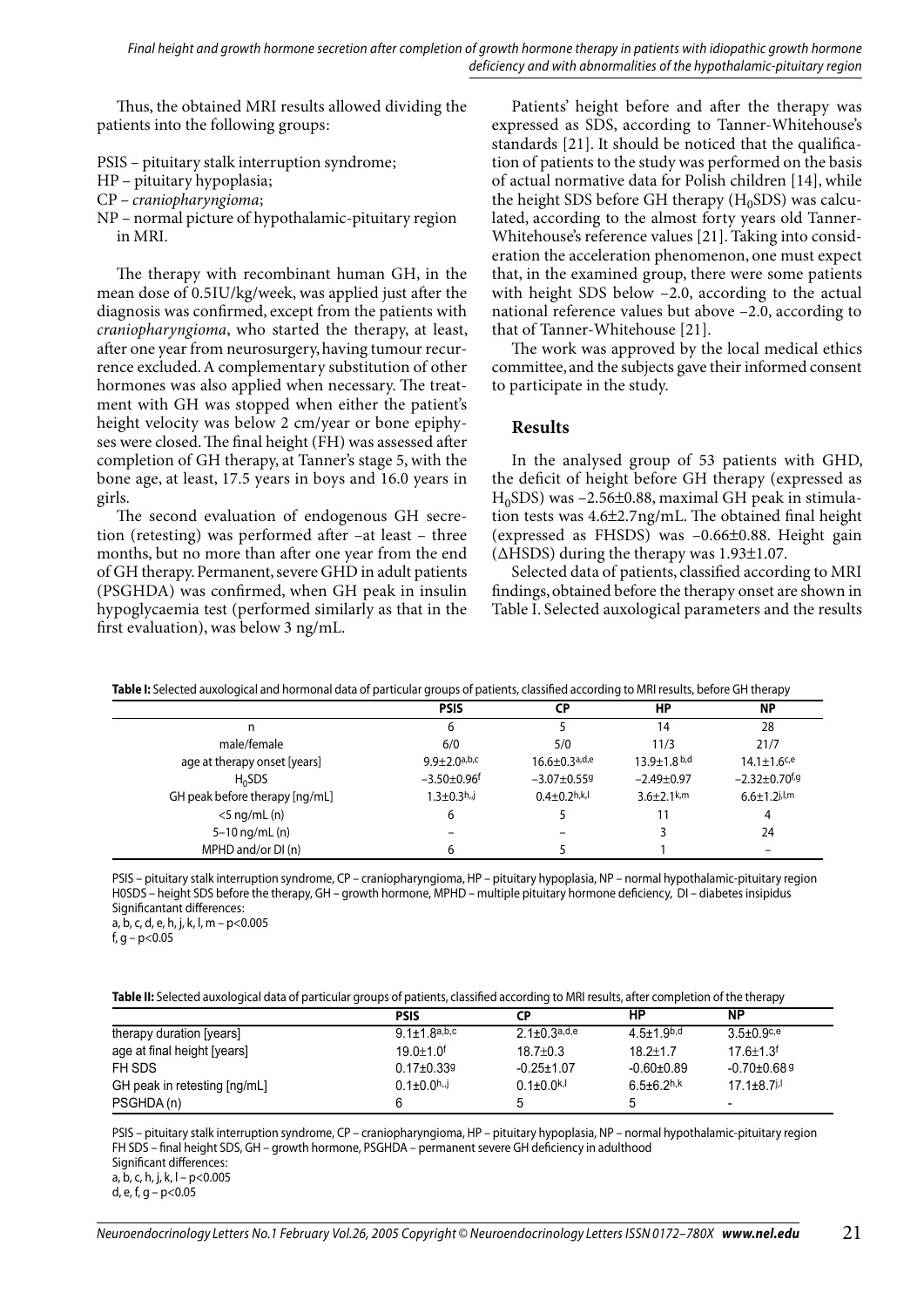Thus, the obtained MRI results allowed dividing the patients into the following groups:

- PSIS – pituitary stalk interruption syndrome;
- HP – pituitary hypoplasia;
- CP – *craniopharyngioma*;
- NP – normal picture of hypothalamic-pituitary region in MRI.

The therapy with recombinant human GH, in the mean dose of 0.5IU/kg/week, was applied just after the diagnosis was confirmed, except from the patients with *craniopharyngioma*, who started the therapy, at least, after one year from neurosurgery, having tumour recurrence excluded. A complementary substitution of other hormones was also applied when necessary. The treatment with GH was stopped when either the patient's height velocity was below 2 cm/year or bone epiphyses were closed. The final height (FH) was assessed after completion of GH therapy, at Tanner's stage 5, with the bone age, at least, 17.5 years in boys and 16.0 years in girls.

The second evaluation of endogenous GH secretion (retesting) was performed after –at least – three months, but no more than after one year from the end of GH therapy. Permanent, severe GHD in adult patients (PSGHDA) was confirmed, when GH peak in insulin hypoglycaemia test (performed similarly as that in the first evaluation), was below 3 ng/mL.

Patients' height before and after the therapy was expressed as SDS, according to Tanner-Whitehouse's standards [21]. It should be noticed that the qualification of patients to the study was performed on the basis of actual normative data for Polish children [14], while the height SDS before GH therapy ($H_0$SDS) was calculated, according to the almost forty years old Tanner-Whitehouse's reference values [21]. Taking into consideration the acceleration phenomenon, one must expect that, in the examined group, there were some patients with height SDS below –2.0, according to the actual national reference values but above –2.0, according to that of Tanner-Whitehouse [21].

The work was approved by the local medical ethics committee, and the subjects gave their informed consent to participate in the study.

## Results

In the analysed group of 53 patients with GHD, the deficit of height before GH therapy (expressed as $H_0$SDS) was –2.56±0.88, maximal GH peak in stimulation tests was 4.6±2.7ng/mL. The obtained final height (expressed as FHSDS) was –0.66±0.88. Height gain (ΔHSDS) during the therapy was 1.93±1.07.

Selected data of patients, classified according to MRI findings, obtained before the therapy onset are shown in Table I. Selected auxological parameters and the results

**Table I:** Selected auxological and hormonal data of particular groups of patients, classified according to MRI results, before GH therapy

| | PSIS | CP | HP | NP |
|---|---|---|---|---|
| n | 6 | 5 | 14 | 28 |
| male/female | 6/0 | 5/0 | 11/3 | 21/7 |
| age at therapy onset [years] | 9.9±2.0[a,b,c] | 16.6±0.3[a,d,e] | 13.9±1.8[b,d] | 14.1±1.6[c,e] |
| $H_0$SDS | −3.50±0.96[f] | −3.07±0.55[g] | −2.49±0.97 | −2.32±0.70[f,g] |
| GH peak before therapy [ng/mL] | 1.3±0.3[h,,j] | 0.4±0.2[h,k,l] | 3.6±2.1[k,m] | 6.6±1.2[j,l,m] |
| <5 ng/mL (n) | 6 | 5 | 11 | 4 |
| 5–10 ng/mL (n) | – | – | 3 | 24 |
| MPHD and/or DI (n) | 6 | 5 | 1 | – |

PSIS – pituitary stalk interruption syndrome, CP – craniopharyngioma, HP – pituitary hypoplasia, NP – normal hypothalamic-pituitary region H0SDS – height SDS before the therapy, GH – growth hormone, MPHD – multiple pituitary hormone deficiency, DI – diabetes insipidus
Significantant differences:
a, b, c, d, e, h, j, k, l, m – p<0.005
f, g – p<0.05

**Table II:** Selected auxological data of particular groups of patients, classified according to MRI results, after completion of the therapy

| | PSIS | CP | HP | NP |
|---|---|---|---|---|
| therapy duration [years] | 9.1±1.8[a,b,c] | 2.1±0.3[a,d,e] | 4.5±1.9[b,d] | 3.5±0.9[c,e] |
| age at final height [years] | 19.0±1.0[f] | 18.7±0.3 | 18.2±1.7 | 17.6±1.3[f] |
| FH SDS | 0.17±0.33[g] | -0.25±1.07 | -0.60±0.89 | -0.70±0.68[g] |
| GH peak in retesting [ng/mL] | 0.1±0.0[h,,j] | 0.1±0.0[k,l] | 6.5±6.2[h,k] | 17.1±8.7[j,l] |
| PSGHDA (n) | 6 | 5 | 5 | - |

PSIS – pituitary stalk interruption syndrome, CP – craniopharyngioma, HP – pituitary hypoplasia, NP – normal hypothalamic-pituitary region
FH SDS – final height SDS, GH – growth hormone, PSGHDA – permanent severe GH deficiency in adulthood
Significant differences:
a, b, c, h, j, k, l – p<0.005
d, e, f, g – p<0.05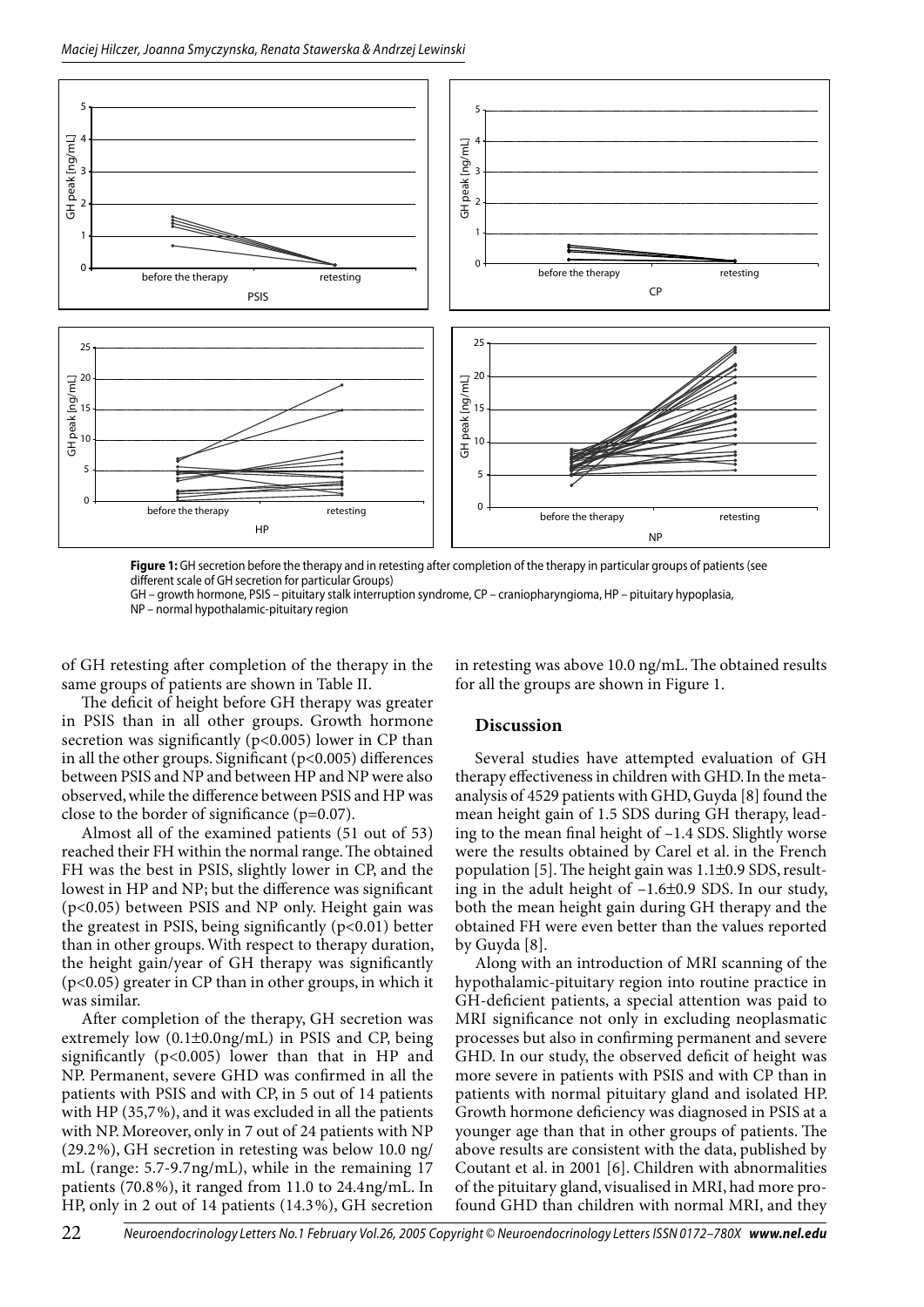**Figure 1:** GH secretion before the therapy and in retesting after completion of the therapy in particular groups of patients (see different scale of GH secretion for particular Groups)
GH – growth hormone, PSIS – pituitary stalk interruption syndrome, CP – craniopharyngioma, HP – pituitary hypoplasia, NP – normal hypothalamic-pituitary region

of GH retesting after completion of the therapy in the same groups of patients are shown in Table II.

The deficit of height before GH therapy was greater in PSIS than in all other groups. Growth hormone secretion was significantly ($p<0.005$) lower in CP than in all the other groups. Significant ($p<0.005$) differences between PSIS and NP and between HP and NP were also observed, while the difference between PSIS and HP was close to the border of significance ($p=0.07$).

Almost all of the examined patients (51 out of 53) reached their FH within the normal range. The obtained FH was the best in PSIS, slightly lower in CP, and the lowest in HP and NP; but the difference was significant ($p<0.05$) between PSIS and NP only. Height gain was the greatest in PSIS, being significantly ($p<0.01$) better than in other groups. With respect to therapy duration, the height gain/year of GH therapy was significantly ($p<0.05$) greater in CP than in other groups, in which it was similar.

After completion of the therapy, GH secretion was extremely low (0.1±0.0ng/mL) in PSIS and CP, being significantly ($p<0.005$) lower than that in HP and NP. Permanent, severe GHD was confirmed in all the patients with PSIS and with CP, in 5 out of 14 patients with HP (35,7%), and it was excluded in all the patients with NP. Moreover, only in 7 out of 24 patients with NP (29.2%), GH secretion in retesting was below 10.0 ng/mL (range: 5.7-9.7ng/mL), while in the remaining 17 patients (70.8%), it ranged from 11.0 to 24.4ng/mL. In HP, only in 2 out of 14 patients (14.3%), GH secretion in retesting was above 10.0 ng/mL. The obtained results for all the groups are shown in Figure 1.

## Discussion

Several studies have attempted evaluation of GH therapy effectiveness in children with GHD. In the meta-analysis of 4529 patients with GHD, Guyda [8] found the mean height gain of 1.5 SDS during GH therapy, leading to the mean final height of –1.4 SDS. Slightly worse were the results obtained by Carel et al. in the French population [5]. The height gain was 1.1±0.9 SDS, resulting in the adult height of –1.6±0.9 SDS. In our study, both the mean height gain during GH therapy and the obtained FH were even better than the values reported by Guyda [8].

Along with an introduction of MRI scanning of the hypothalamic-pituitary region into routine practice in GH-deficient patients, a special attention was paid to MRI significance not only in excluding neoplasmatic processes but also in confirming permanent and severe GHD. In our study, the observed deficit of height was more severe in patients with PSIS and with CP than in patients with normal pituitary gland and isolated HP. Growth hormone deficiency was diagnosed in PSIS at a younger age than that in other groups of patients. The above results are consistent with the data, published by Coutant et al. in 2001 [6]. Children with abnormalities of the pituitary gland, visualised in MRI, had more profound GHD than children with normal MRI, and they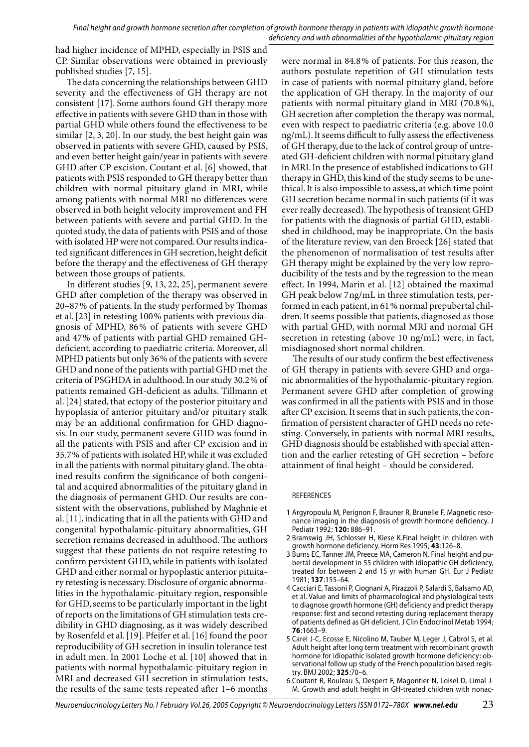had higher incidence of MPHD, especially in PSIS and CP. Similar observations were obtained in previously published studies [7, 15].

The data concerning the relationships between GHD severity and the effectiveness of GH therapy are not consistent [17]. Some authors found GH therapy more effective in patients with severe GHD than in those with partial GHD while others found the effectiveness to be similar [2, 3, 20]. In our study, the best height gain was observed in patients with severe GHD, caused by PSIS, and even better height gain/year in patients with severe GHD after CP excision. Coutant et al. [6] showed, that patients with PSIS responded to GH therapy better than children with normal pituitary gland in MRI, while among patients with normal MRI no differences were observed in both height velocity improvement and FH between patients with severe and partial GHD. In the quoted study, the data of patients with PSIS and of those with isolated HP were not compared. Our results indicated significant differences in GH secretion, height deficit before the therapy and the effectiveness of GH therapy between those groups of patients.

In different studies [9, 13, 22, 25], permanent severe GHD after completion of the therapy was observed in 20–87% of patients. In the study performed by Thomas et al. [23] in retesting 100% patients with previous diagnosis of MPHD, 86% of patients with severe GHD and 47% of patients with partial GHD remained GH-deficient, according to paediatric criteria. Moreover, all MPHD patients but only 36% of the patients with severe GHD and none of the patients with partial GHD met the criteria of PSGHDA in adulthood. In our study 30.2% of patients remained GH-deficient as adults. Tillmann et al. [24] stated, that ectopy of the posterior pituitary and hypoplasia of anterior pituitary and/or pituitary stalk may be an additional confirmation for GHD diagnosis. In our study, permanent severe GHD was found in all the patients with PSIS and after CP excision and in 35.7% of patients with isolated HP, while it was excluded in all the patients with normal pituitary gland. The obtained results confirm the significance of both congenital and acquired abnormalities of the pituitary gland in the diagnosis of permanent GHD. Our results are consistent with the observations, published by Maghnie et al. [11], indicating that in all the patients with GHD and congenital hypothalamic-pituitary abnormalities, GH secretion remains decreased in adulthood. The authors suggest that these patients do not require retesting to confirm persistent GHD, while in patients with isolated GHD and either normal or hypoplastic anterior pituitary retesting is necessary. Disclosure of organic abnormalities in the hypothalamic-pituitary region, responsible for GHD, seems to be particularly important in the light of reports on the limitations of GH stimulation tests credibility in GHD diagnosing, as it was widely described by Rosenfeld et al. [19]. Pfeifer et al. [16] found the poor reproducibility of GH secretion in insulin tolerance test in adult men. In 2001 Loche et al. [10] showed that in patients with normal hypothalamic-pituitary region in MRI and decreased GH secretion in stimulation tests, the results of the same tests repeated after 1–6 months were normal in 84.8% of patients. For this reason, the authors postulate repetition of GH stimulation tests in case of patients with normal pituitary gland, before the application of GH therapy. In the majority of our patients with normal pituitary gland in MRI (70.8%), GH secretion after completion the therapy was normal, even with respect to paediatric criteria (e.g. above 10.0 ng/mL). It seems difficult to fully assess the effectiveness of GH therapy, due to the lack of control group of untreated GH-deficient children with normal pituitary gland in MRI. In the presence of established indications to GH therapy in GHD, this kind of the study seems to be unethical. It is also impossible to assess, at which time point GH secretion became normal in such patients (if it was ever really decreased). The hypothesis of transient GHD for patients with the diagnosis of partial GHD, established in childhood, may be inappropriate. On the basis of the literature review, van den Broeck [26] stated that the phenomenon of normalisation of test results after GH therapy might be explained by the very low reproducibility of the tests and by the regression to the mean effect. In 1994, Marin et al. [12] obtained the maximal GH peak below 7ng/mL in three stimulation tests, performed in each patient, in 61% normal prepubertal children. It seems possible that patients, diagnosed as those with partial GHD, with normal MRI and normal GH secretion in retesting (above 10 ng/mL) were, in fact, misdiagnosed short normal children.

The results of our study confirm the best effectiveness of GH therapy in patients with severe GHD and organic abnormalities of the hypothalamic-pituitary region. Permanent severe GHD after completion of growing was confirmed in all the patients with PSIS and in those after CP excision. It seems that in such patients, the confirmation of persistent character of GHD needs no retesting. Conversely, in patients with normal MRI results, GHD diagnosis should be established with special attention and the earlier retesting of GH secretion – before attainment of final height – should be considered.

## REFERENCES

1. Argyropoulu M, Perignon F, Brauner R, Brunelle F. Magnetic resonance imaging in the diagnosis of growth hormone deficiency. J Pediatr 1992; **120:** 886–91.
2. Bramswig JH, Schlosser H, Kiese K.Final height in children with growth hormone deficiency. Horm Res 1995; **43**:126–8.
3. Burns EC, Tanner JM, Preece MA, Cameron N. Final height and pubertal development in 55 children with idiopathic GH deficiency, treated for between 2 and 15 yr with human GH. Eur J Pediatr 1981; **137**:155–64.
4. Cacciari E, Tassoni P, Ciognani A, Pirazzoli P, Salardi S, Balsamo AD, et al. Value and limits of pharmacological and physiological tests to diagnose growth hormone (GH) deficiency and predict therapy response: first and second retesting during replacement therapy of patients defined as GH deficient. J Clin Endocrinol Metab 1994; **76**:1663–9.
5. Carel J-C, Ecosse E, Nicolino M, Tauber M, Leger J, Cabrol S, et al. Adult height after long term treatment with recombinant growth hormone for idiopathic isolated growth hormone deficiency: observational follow up study of the French population based registry. BMJ 2002; **325**:70–6.
6. Coutant R, Rouleau S, Despert F, Magontier N, Loisel D, Limal J-M. Growth and adult height in GH-treated children with nonac-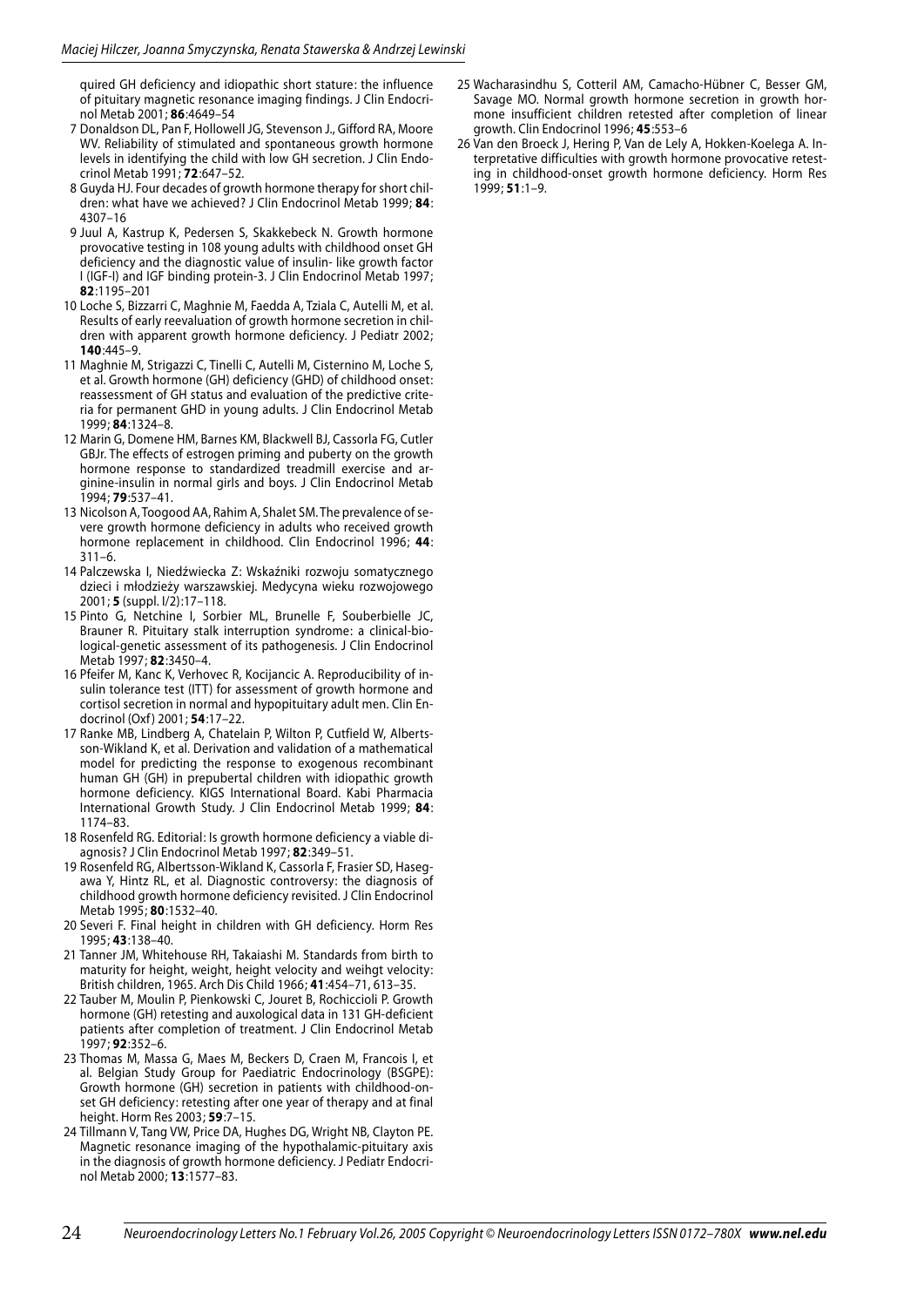quired GH deficiency and idiopathic short stature: the influence of pituitary magnetic resonance imaging findings. J Clin Endocrinol Metab 2001; **86**:4649–54

7 Donaldson DL, Pan F, Hollowell JG, Stevenson J., Gifford RA, Moore WV. Reliability of stimulated and spontaneous growth hormone levels in identifying the child with low GH secretion. J Clin Endocrinol Metab 1991; **72**:647–52.

8 Guyda HJ. Four decades of growth hormone therapy for short children: what have we achieved? J Clin Endocrinol Metab 1999; **84**: 4307–16

9 Juul A, Kastrup K, Pedersen S, Skakkebeck N. Growth hormone provocative testing in 108 young adults with childhood onset GH deficiency and the diagnostic value of insulin- like growth factor I (IGF-I) and IGF binding protein-3. J Clin Endocrinol Metab 1997; **82**:1195–201

10 Loche S, Bizzarri C, Maghnie M, Faedda A, Tziala C, Autelli M, et al. Results of early reevaluation of growth hormone secretion in children with apparent growth hormone deficiency. J Pediatr 2002; **140**:445–9.

11 Maghnie M, Strigazzi C, Tinelli C, Autelli M, Cisternino M, Loche S, et al. Growth hormone (GH) deficiency (GHD) of childhood onset: reassessment of GH status and evaluation of the predictive criteria for permanent GHD in young adults. J Clin Endocrinol Metab 1999; **84**:1324–8.

12 Marin G, Domene HM, Barnes KM, Blackwell BJ, Cassorla FG, Cutler GBJr. The effects of estrogen priming and puberty on the growth hormone response to standardized treadmill exercise and arginine-insulin in normal girls and boys. J Clin Endocrinol Metab 1994; **79**:537–41.

13 Nicolson A, Toogood AA, Rahim A, Shalet SM. The prevalence of severe growth hormone deficiency in adults who received growth hormone replacement in childhood. Clin Endocrinol 1996; **44**: 311–6.

14 Palczewska I, Niedźwiecka Z: Wskaźniki rozwoju somatycznego dzieci i młodzieży warszawskiej. Medycyna wieku rozwojowego 2001; **5** (suppl. I/2):17–118.

15 Pinto G, Netchine I, Sorbier ML, Brunelle F, Souberbielle JC, Brauner R. Pituitary stalk interruption syndrome: a clinical-biological-genetic assessment of its pathogenesis. J Clin Endocrinol Metab 1997; **82**:3450–4.

16 Pfeifer M, Kanc K, Verhovec R, Kocijancic A. Reproducibility of insulin tolerance test (ITT) for assessment of growth hormone and cortisol secretion in normal and hypopituitary adult men. Clin Endocrinol (Oxf) 2001; **54**:17–22.

17 Ranke MB, Lindberg A, Chatelain P, Wilton P, Cutfield W, Albertsson-Wikland K, et al. Derivation and validation of a mathematical model for predicting the response to exogenous recombinant human GH (GH) in prepubertal children with idiopathic growth hormone deficiency. KIGS International Board. Kabi Pharmacia International Growth Study. J Clin Endocrinol Metab 1999; **84**: 1174–83.

18 Rosenfeld RG. Editorial: Is growth hormone deficiency a viable diagnosis? J Clin Endocrinol Metab 1997; **82**:349–51.

19 Rosenfeld RG, Albertsson-Wikland K, Cassorla F, Frasier SD, Hasegawa Y, Hintz RL, et al. Diagnostic controversy: the diagnosis of childhood growth hormone deficiency revisited. J Clin Endocrinol Metab 1995; **80**:1532–40.

20 Severi F. Final height in children with GH deficiency. Horm Res 1995; **43**:138–40.

21 Tanner JM, Whitehouse RH, Takaiashi M. Standards from birth to maturity for height, weight, height velocity and weihgt velocity: British children, 1965. Arch Dis Child 1966; **41**:454–71, 613–35.

22 Tauber M, Moulin P, Pienkowski C, Jouret B, Rochiccioli P. Growth hormone (GH) retesting and auxological data in 131 GH-deficient patients after completion of treatment. J Clin Endocrinol Metab 1997; **92**:352–6.

23 Thomas M, Massa G, Maes M, Beckers D, Craen M, Francois I, et al. Belgian Study Group for Paediatric Endocrinology (BSGPE): Growth hormone (GH) secretion in patients with childhood-onset GH deficiency: retesting after one year of therapy and at final height. Horm Res 2003; **59**:7–15.

24 Tillmann V, Tang VW, Price DA, Hughes DG, Wright NB, Clayton PE. Magnetic resonance imaging of the hypothalamic-pituitary axis in the diagnosis of growth hormone deficiency. J Pediatr Endocrinol Metab 2000; **13**:1577–83.

25 Wacharasindhu S, Cotteril AM, Camacho-Hübner C, Besser GM, Savage MO. Normal growth hormone secretion in growth hormone insufficient children retested after completion of linear growth. Clin Endocrinol 1996; **45**:553–6

26 Van den Broeck J, Hering P, Van de Lely A, Hokken-Koelega A. Interpretative difficulties with growth hormone provocative retesting in childhood-onset growth hormone deficiency. Horm Res 1999; **51**:1–9.